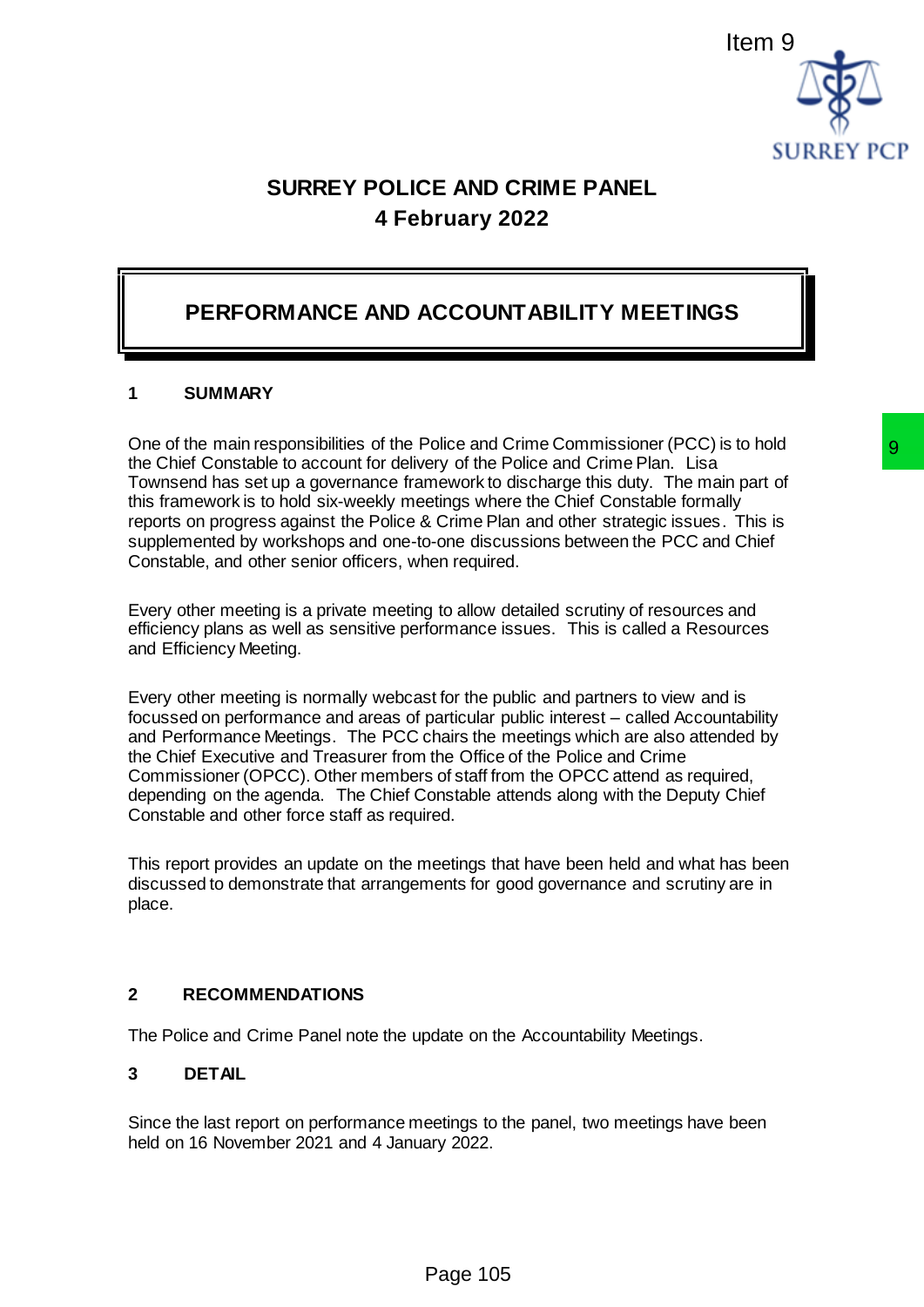Item 9

# SURREY POLICE AND CRIME PANEL
## 4 February 2022

## PERFORMANCE AND ACCOUNTABILITY MEETINGS

### 1 SUMMARY

One of the main responsibilities of the Police and Crime Commissioner (PCC) is to hold the Chief Constable to account for delivery of the Police and Crime Plan. Lisa Townsend has set up a governance framework to discharge this duty. The main part of this framework is to hold six-weekly meetings where the Chief Constable formally reports on progress against the Police & Crime Plan and other strategic issues. This is supplemented by workshops and one-to-one discussions between the PCC and Chief Constable, and other senior officers, when required.

Every other meeting is a private meeting to allow detailed scrutiny of resources and efficiency plans as well as sensitive performance issues. This is called a Resources and Efficiency Meeting.

Every other meeting is normally webcast for the public and partners to view and is focussed on performance and areas of particular public interest – called Accountability and Performance Meetings. The PCC chairs the meetings which are also attended by the Chief Executive and Treasurer from the Office of the Police and Crime Commissioner (OPCC). Other members of staff from the OPCC attend as required, depending on the agenda. The Chief Constable attends along with the Deputy Chief Constable and other force staff as required.

This report provides an update on the meetings that have been held and what has been discussed to demonstrate that arrangements for good governance and scrutiny are in place.

### 2 RECOMMENDATIONS

The Police and Crime Panel note the update on the Accountability Meetings.

### 3 DETAIL

Since the last report on performance meetings to the panel, two meetings have been held on 16 November 2021 and 4 January 2022.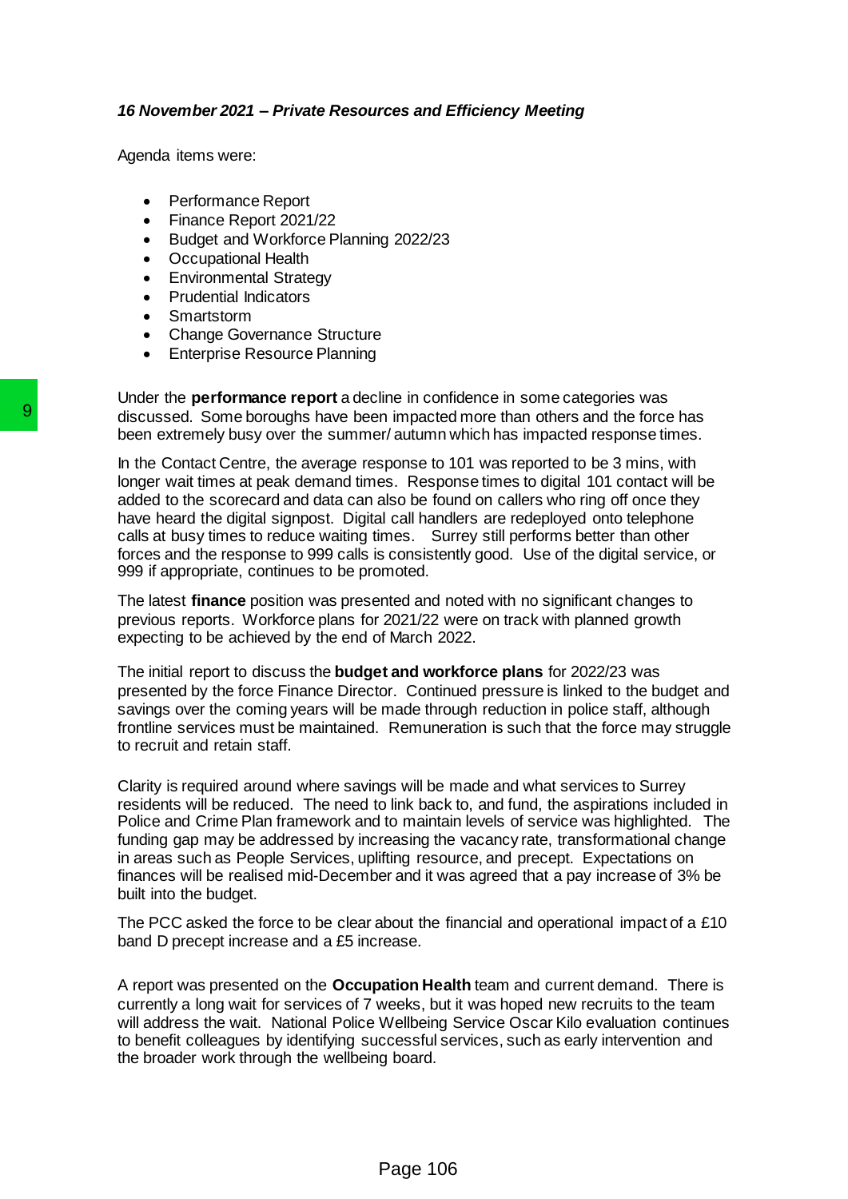*16 November 2021 – Private Resources and Efficiency Meeting*

Agenda items were:

- Performance Report
- Finance Report 2021/22
- Budget and Workforce Planning 2022/23
- Occupational Health
- Environmental Strategy
- Prudential Indicators
- Smartstorm
- Change Governance Structure
- Enterprise Resource Planning

Under the **performance report** a decline in confidence in some categories was discussed. Some boroughs have been impacted more than others and the force has been extremely busy over the summer/ autumn which has impacted response times.

In the Contact Centre, the average response to 101 was reported to be 3 mins, with longer wait times at peak demand times. Response times to digital 101 contact will be added to the scorecard and data can also be found on callers who ring off once they have heard the digital signpost. Digital call handlers are redeployed onto telephone calls at busy times to reduce waiting times. Surrey still performs better than other forces and the response to 999 calls is consistently good. Use of the digital service, or 999 if appropriate, continues to be promoted.

The latest **finance** position was presented and noted with no significant changes to previous reports. Workforce plans for 2021/22 were on track with planned growth expecting to be achieved by the end of March 2022.

The initial report to discuss the **budget and workforce plans** for 2022/23 was presented by the force Finance Director. Continued pressure is linked to the budget and savings over the coming years will be made through reduction in police staff, although frontline services must be maintained. Remuneration is such that the force may struggle to recruit and retain staff.

Clarity is required around where savings will be made and what services to Surrey residents will be reduced. The need to link back to, and fund, the aspirations included in Police and Crime Plan framework and to maintain levels of service was highlighted. The funding gap may be addressed by increasing the vacancy rate, transformational change in areas such as People Services, uplifting resource, and precept. Expectations on finances will be realised mid-December and it was agreed that a pay increase of 3% be built into the budget.

The PCC asked the force to be clear about the financial and operational impact of a £10 band D precept increase and a £5 increase.

A report was presented on the **Occupation Health** team and current demand. There is currently a long wait for services of 7 weeks, but it was hoped new recruits to the team will address the wait. National Police Wellbeing Service Oscar Kilo evaluation continues to benefit colleagues by identifying successful services, such as early intervention and the broader work through the wellbeing board.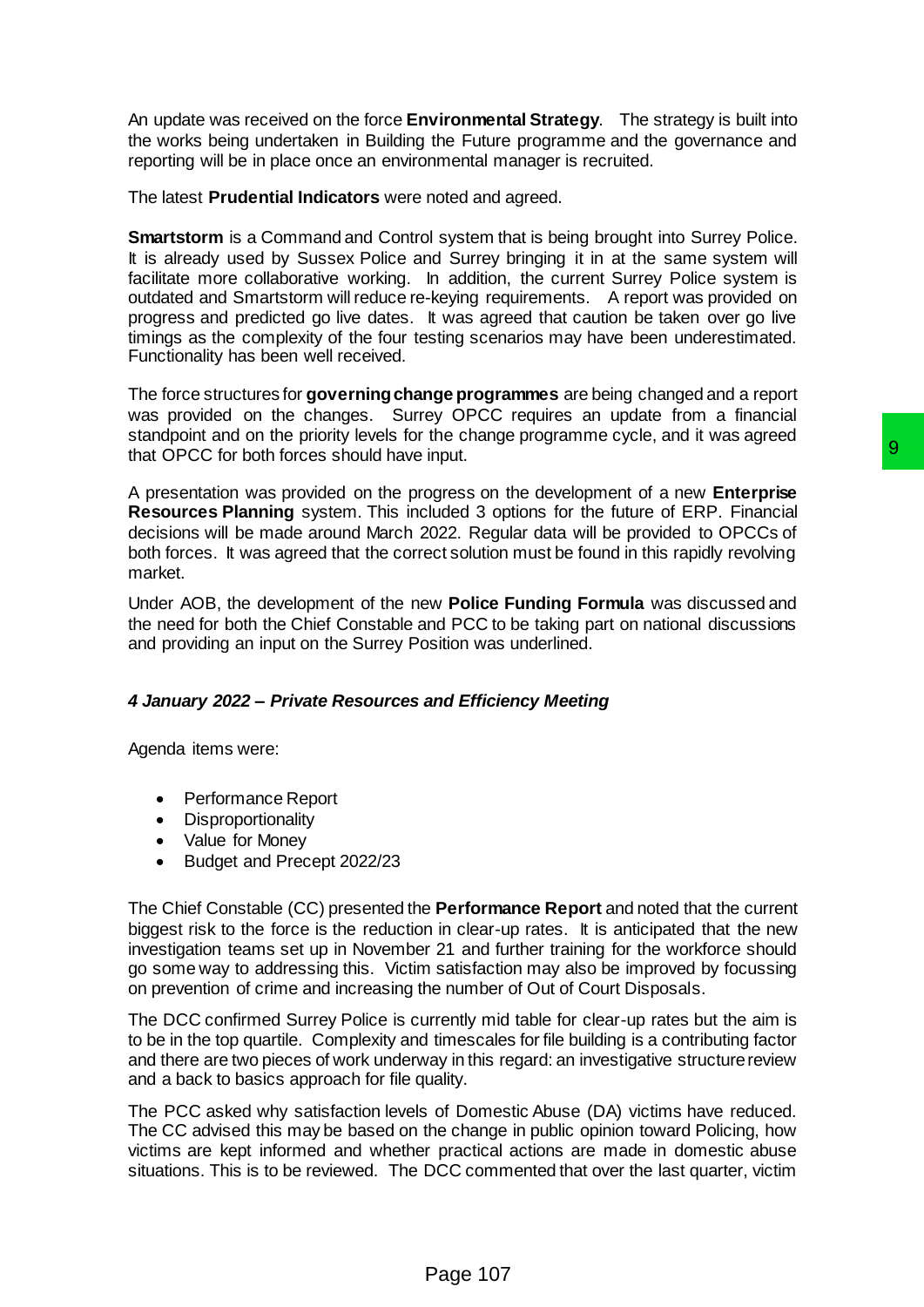An update was received on the force **Environmental Strategy**. The strategy is built into the works being undertaken in Building the Future programme and the governance and reporting will be in place once an environmental manager is recruited.

The latest **Prudential Indicators** were noted and agreed.

**Smartstorm** is a Command and Control system that is being brought into Surrey Police. It is already used by Sussex Police and Surrey bringing it in at the same system will facilitate more collaborative working. In addition, the current Surrey Police system is outdated and Smartstorm will reduce re-keying requirements. A report was provided on progress and predicted go live dates. It was agreed that caution be taken over go live timings as the complexity of the four testing scenarios may have been underestimated. Functionality has been well received.

The force structures for **governing change programmes** are being changed and a report was provided on the changes. Surrey OPCC requires an update from a financial standpoint and on the priority levels for the change programme cycle, and it was agreed that OPCC for both forces should have input.

A presentation was provided on the progress on the development of a new **Enterprise Resources Planning** system. This included 3 options for the future of ERP. Financial decisions will be made around March 2022. Regular data will be provided to OPCCs of both forces. It was agreed that the correct solution must be found in this rapidly revolving market.

Under AOB, the development of the new **Police Funding Formula** was discussed and the need for both the Chief Constable and PCC to be taking part on national discussions and providing an input on the Surrey Position was underlined.

### *4 January 2022 – Private Resources and Efficiency Meeting*

Agenda items were:

- Performance Report
- Disproportionality
- Value for Money
- Budget and Precept 2022/23

The Chief Constable (CC) presented the **Performance Report** and noted that the current biggest risk to the force is the reduction in clear-up rates. It is anticipated that the new investigation teams set up in November 21 and further training for the workforce should go some way to addressing this. Victim satisfaction may also be improved by focussing on prevention of crime and increasing the number of Out of Court Disposals.

The DCC confirmed Surrey Police is currently mid table for clear-up rates but the aim is to be in the top quartile. Complexity and timescales for file building is a contributing factor and there are two pieces of work underway in this regard: an investigative structure review and a back to basics approach for file quality.

The PCC asked why satisfaction levels of Domestic Abuse (DA) victims have reduced. The CC advised this may be based on the change in public opinion toward Policing, how victims are kept informed and whether practical actions are made in domestic abuse situations. This is to be reviewed. The DCC commented that over the last quarter, victim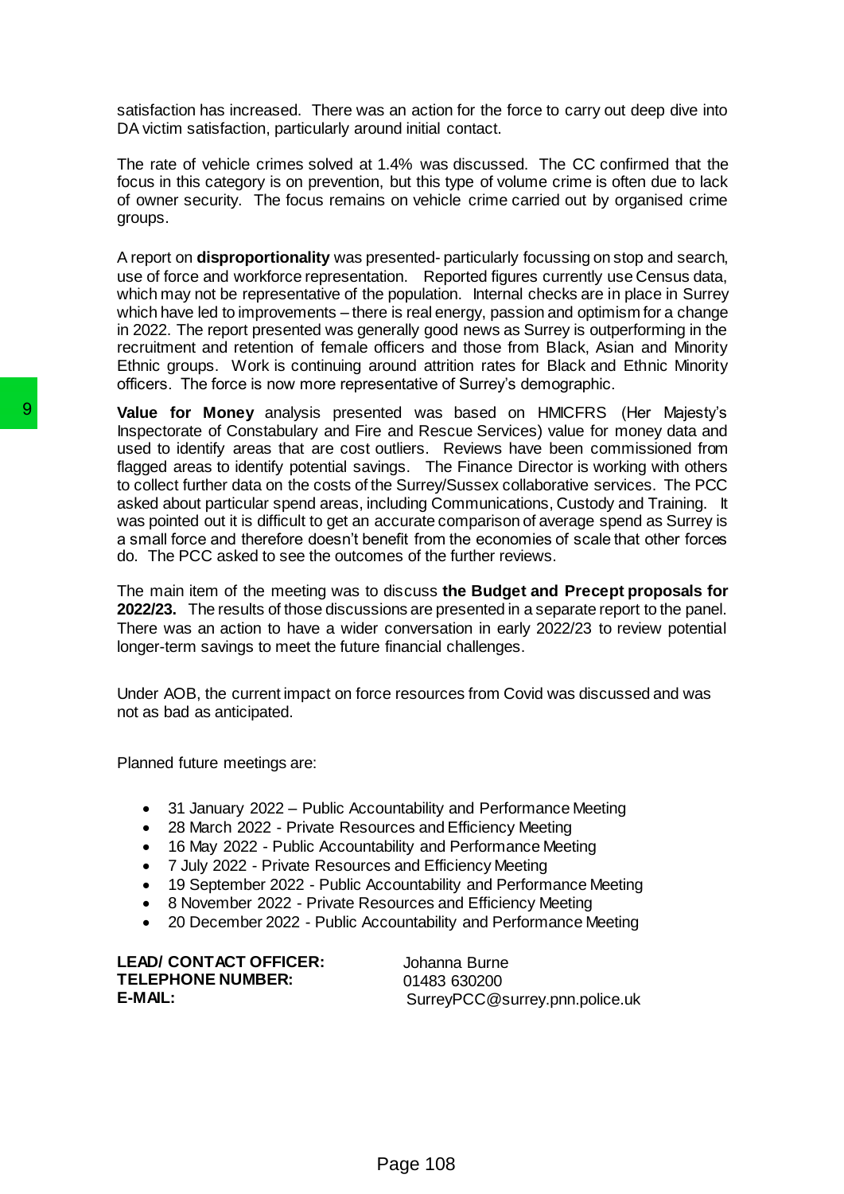satisfaction has increased. There was an action for the force to carry out deep dive into DA victim satisfaction, particularly around initial contact.

The rate of vehicle crimes solved at 1.4% was discussed. The CC confirmed that the focus in this category is on prevention, but this type of volume crime is often due to lack of owner security. The focus remains on vehicle crime carried out by organised crime groups.

A report on **disproportionality** was presented- particularly focussing on stop and search, use of force and workforce representation. Reported figures currently use Census data, which may not be representative of the population. Internal checks are in place in Surrey which have led to improvements – there is real energy, passion and optimism for a change in 2022. The report presented was generally good news as Surrey is outperforming in the recruitment and retention of female officers and those from Black, Asian and Minority Ethnic groups. Work is continuing around attrition rates for Black and Ethnic Minority officers. The force is now more representative of Surrey's demographic.

**Value for Money** analysis presented was based on HMICFRS (Her Majesty's Inspectorate of Constabulary and Fire and Rescue Services) value for money data and used to identify areas that are cost outliers. Reviews have been commissioned from flagged areas to identify potential savings. The Finance Director is working with others to collect further data on the costs of the Surrey/Sussex collaborative services. The PCC asked about particular spend areas, including Communications, Custody and Training. It was pointed out it is difficult to get an accurate comparison of average spend as Surrey is a small force and therefore doesn't benefit from the economies of scale that other forces do. The PCC asked to see the outcomes of the further reviews.

The main item of the meeting was to discuss **the Budget and Precept proposals for 2022/23.** The results of those discussions are presented in a separate report to the panel. There was an action to have a wider conversation in early 2022/23 to review potential longer-term savings to meet the future financial challenges.

Under AOB, the current impact on force resources from Covid was discussed and was not as bad as anticipated.

Planned future meetings are:

- 31 January 2022 – Public Accountability and Performance Meeting
- 28 March 2022 - Private Resources and Efficiency Meeting
- 16 May 2022 - Public Accountability and Performance Meeting
- 7 July 2022 - Private Resources and Efficiency Meeting
- 19 September 2022 - Public Accountability and Performance Meeting
- 8 November 2022 - Private Resources and Efficiency Meeting
- 20 December 2022 - Public Accountability and Performance Meeting

| | |
|---|---|
| **LEAD/ CONTACT OFFICER:** | Johanna Burne |
| **TELEPHONE NUMBER:** | 01483 630200 |
| **E-MAIL:** | SurreyPCC@surrey.pnn.police.uk |